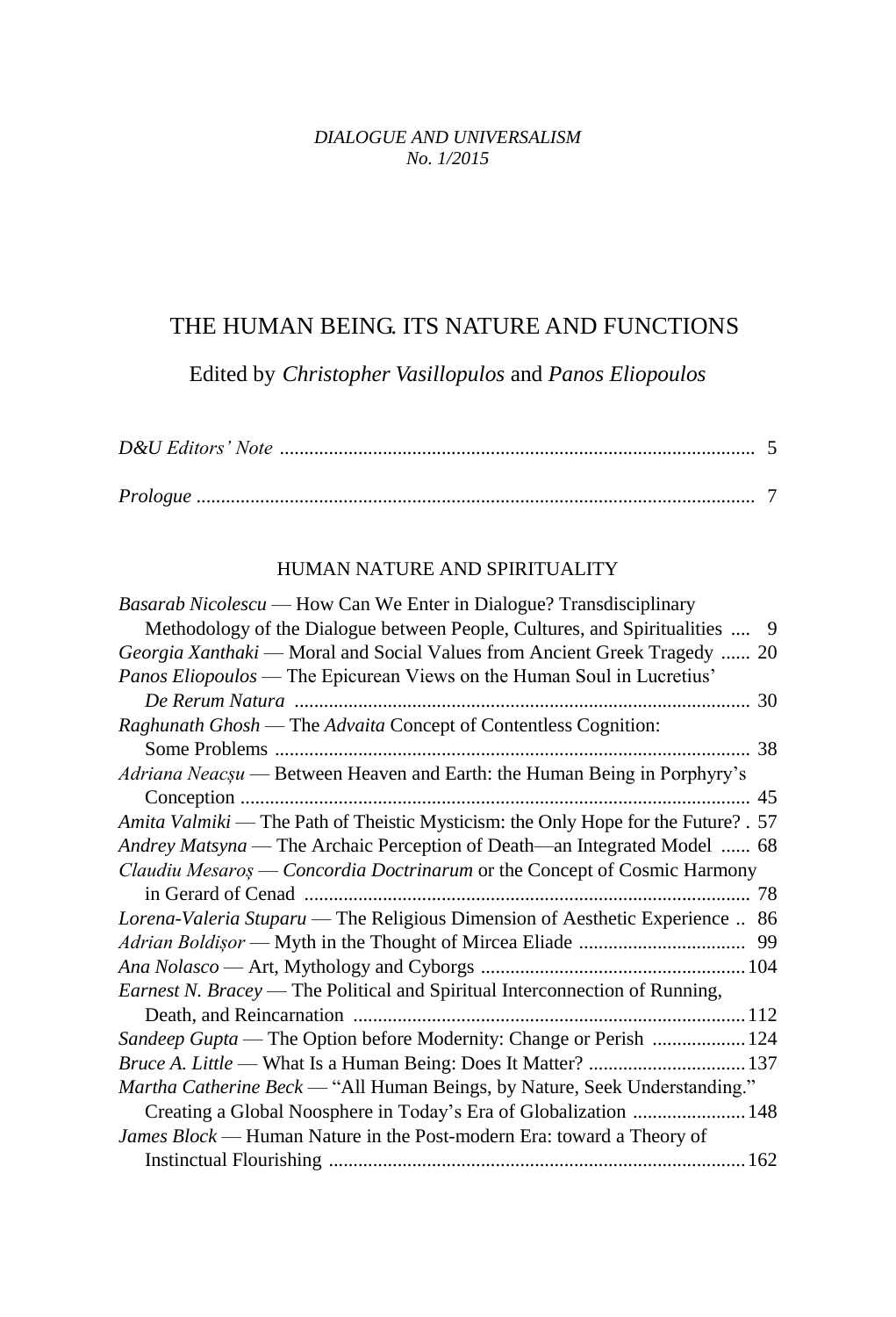*DIALOGUE AND UNIVERSALISM*
*No. 1/2015*

# THE HUMAN BEING. ITS NATURE AND FUNCTIONS

Edited by *Christopher Vasillopulos* and *Panos Eliopoulos*

*D&U Editors' Note* .................................................................................................. 5

*Prologue* .................................................................................................................. 7

## HUMAN NATURE AND SPIRITUALITY

*Basarab Nicolescu* — How Can We Enter in Dialogue? Transdisciplinary Methodology of the Dialogue between People, Cultures, and Spiritualities .... 9

*Georgia Xanthaki* — Moral and Social Values from Ancient Greek Tragedy ...... 20

*Panos Eliopoulos* — The Epicurean Views on the Human Soul in Lucretius' *De Rerum Natura* ........................................................................................ 30

*Raghunath Ghosh* — The *Advaita* Concept of Contentless Cognition: Some Problems ................................................................................................ 38

*Adriana Neacșu* — Between Heaven and Earth: the Human Being in Porphyry's Conception ....................................................................................................... 45

*Amita Valmiki* — The Path of Theistic Mysticism: the Only Hope for the Future? . 57

*Andrey Matsyna* — The Archaic Perception of Death—an Integrated Model ...... 68

*Claudiu Mesaroș* — *Concordia Doctrinarum* or the Concept of Cosmic Harmony in Gerard of Cenad ......................................................................................... 78

*Lorena-Valeria Stuparu* — The Religious Dimension of Aesthetic Experience .. 86

*Adrian Boldișor* — Myth in the Thought of Mircea Eliade ................................. 99

*Ana Nolasco* — Art, Mythology and Cyborgs ..................................................... 104

*Earnest N. Bracey* — The Political and Spiritual Interconnection of Running, Death, and Reincarnation ............................................................................... 112

*Sandeep Gupta* — The Option before Modernity: Change or Perish .................. 124

*Bruce A. Little* — What Is a Human Being: Does It Matter? ............................... 137

*Martha Catherine Beck* — "All Human Being, by Nature, Seek Understanding." Creating a Global Noosphere in Today's Era of Globalization ...................... 148

*James Block* — Human Nature in the Post-modern Era: toward a Theory of Instinctual Flourishing ................................................................................... 162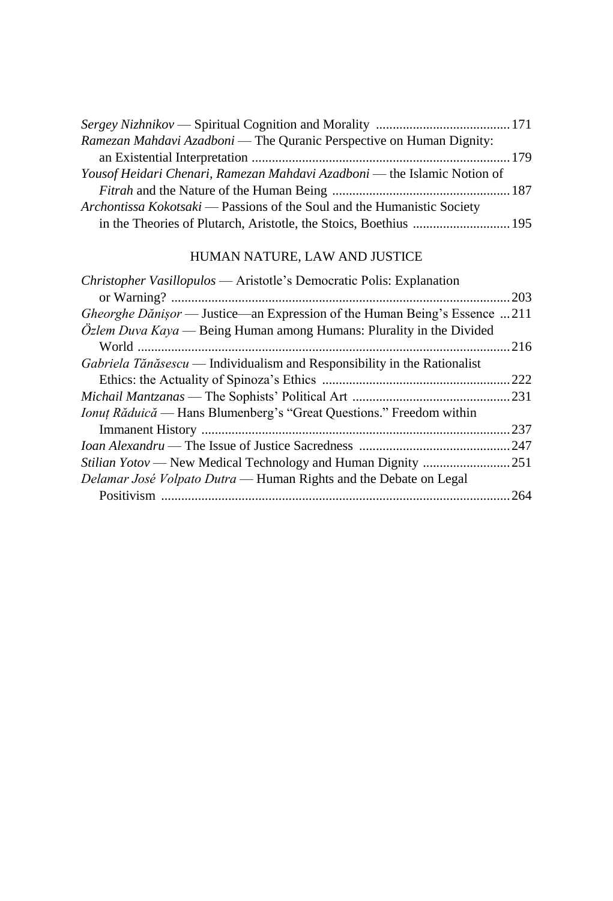*Sergey Nizhnikov* — Spiritual Cognition and Morality ........................................ 171

*Ramezan Mahdavi Azadboni* — The Quranic Perspective on Human Dignity: an Existential Interpretation ............................................................................ 179

*Yousof Heidari Chenari, Ramezan Mahdavi Azadboni* — the Islamic Notion of *Fitrah* and the Nature of the Human Being ..................................................... 187

*Archontissa Kokotsaki* — Passions of the Soul and the Humanistic Society in the Theories of Plutarch, Aristotle, the Stoics, Boethius ............................. 195

## HUMAN NATURE, LAW AND JUSTICE

*Christopher Vasillopulos* — Aristotle's Democratic Polis: Explanation or Warning? .................................................................................................... 203

*Gheorghe Dănișor* — Justice—an Expression of the Human Being's Essence ... 211

*Özlem Duva Kaya* — Being Human among Humans: Plurality in the Divided World .............................................................................................................. 216

*Gabriela Tănăsescu* — Individualism and Responsibility in the Rationalist Ethics: the Actuality of Spinoza's Ethics ........................................................ 222

*Michail Mantzanas* — The Sophists' Political Art ............................................... 231

*Ionuț Răduică* — Hans Blumenberg's "Great Questions." Freedom within Immanent History ........................................................................................... 237

*Ioan Alexandru* — The Issue of Justice Sacredness ............................................. 247

*Stilian Yotov* — New Medical Technology and Human Dignity .......................... 251

*Delamar José Volpato Dutra* — Human Rights and the Debate on Legal Positivism ....................................................................................................... 264